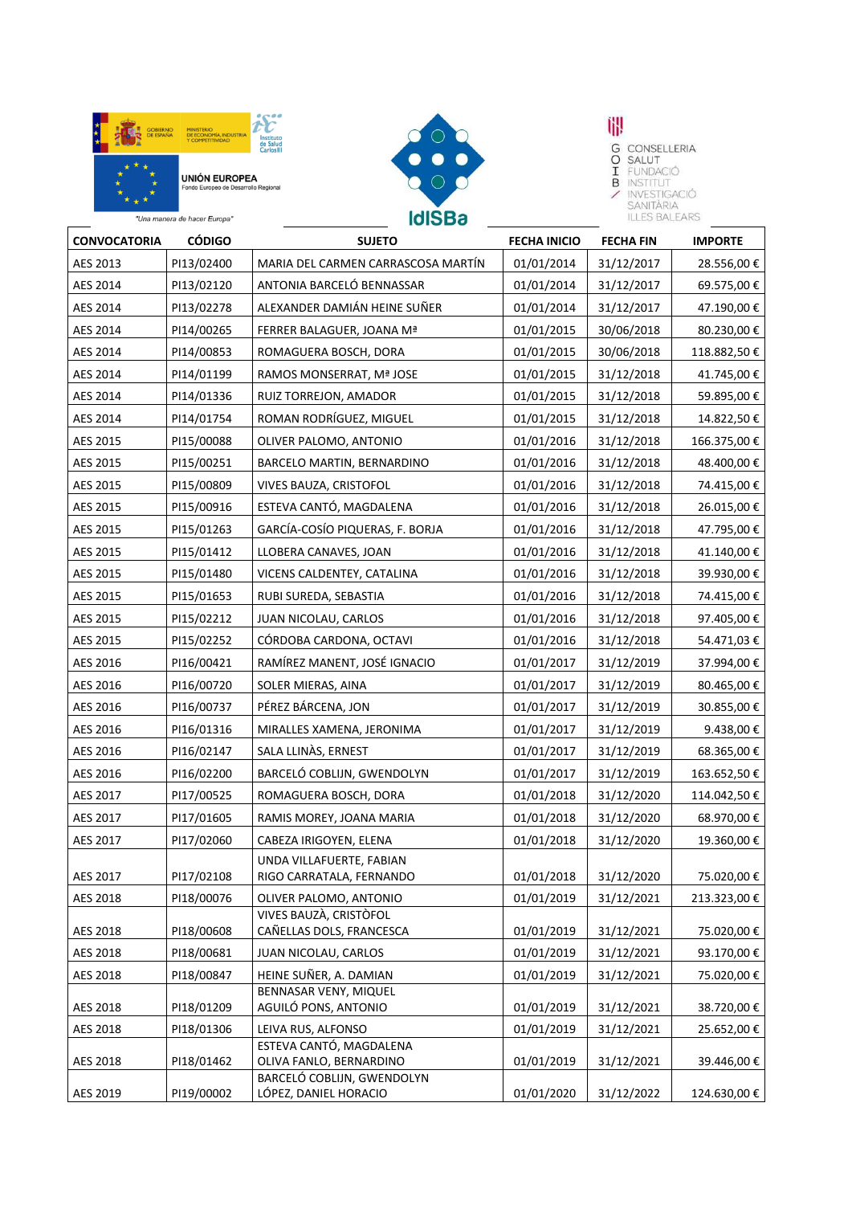| CONVOCATORIA | CÓDIGO | SUJETO | FECHA INICIO | FECHA FIN | IMPORTE |
|---|---|---|---|---|---|
| AES 2013 | PI13/02400 | MARIA DEL CARMEN CARRASCOSA MARTÍN | 01/01/2014 | 31/12/2017 | 28.556,00 € |
| AES 2014 | PI13/02120 | ANTONIA BARCELÓ BENNASSAR | 01/01/2014 | 31/12/2017 | 69.575,00 € |
| AES 2014 | PI13/02278 | ALEXANDER DAMIÁN HEINE SUÑER | 01/01/2014 | 31/12/2017 | 47.190,00 € |
| AES 2014 | PI14/00265 | FERRER BALAGUER, JOANA Mª | 01/01/2015 | 30/06/2018 | 80.230,00 € |
| AES 2014 | PI14/00853 | ROMAGUERA BOSCH, DORA | 01/01/2015 | 30/06/2018 | 118.882,50 € |
| AES 2014 | PI14/01199 | RAMOS MONSERRAT, Mª JOSE | 01/01/2015 | 31/12/2018 | 41.745,00 € |
| AES 2014 | PI14/01336 | RUIZ TORREJON, AMADOR | 01/01/2015 | 31/12/2018 | 59.895,00 € |
| AES 2014 | PI14/01754 | ROMAN RODRÍGUEZ, MIGUEL | 01/01/2015 | 31/12/2018 | 14.822,50 € |
| AES 2015 | PI15/00088 | OLIVER PALOMO, ANTONIO | 01/01/2016 | 31/12/2018 | 166.375,00 € |
| AES 2015 | PI15/00251 | BARCELO MARTIN, BERNARDINO | 01/01/2016 | 31/12/2018 | 48.400,00 € |
| AES 2015 | PI15/00809 | VIVES BAUZA, CRISTOFOL | 01/01/2016 | 31/12/2018 | 74.415,00 € |
| AES 2015 | PI15/00916 | ESTEVA CANTÓ, MAGDALENA | 01/01/2016 | 31/12/2018 | 26.015,00 € |
| AES 2015 | PI15/01263 | GARCÍA-COSÍO PIQUERAS, F. BORJA | 01/01/2016 | 31/12/2018 | 47.795,00 € |
| AES 2015 | PI15/01412 | LLOBERA CANAVES, JOAN | 01/01/2016 | 31/12/2018 | 41.140,00 € |
| AES 2015 | PI15/01480 | VICENS CALDENTEY, CATALINA | 01/01/2016 | 31/12/2018 | 39.930,00 € |
| AES 2015 | PI15/01653 | RUBI SUREDA, SEBASTIA | 01/01/2016 | 31/12/2018 | 74.415,00 € |
| AES 2015 | PI15/02212 | JUAN NICOLAU, CARLOS | 01/01/2016 | 31/12/2018 | 97.405,00 € |
| AES 2015 | PI15/02252 | CÓRDOBA CARDONA, OCTAVI | 01/01/2016 | 31/12/2018 | 54.471,03 € |
| AES 2016 | PI16/00421 | RAMÍREZ MANENT, JOSÉ IGNACIO | 01/01/2017 | 31/12/2019 | 37.994,00 € |
| AES 2016 | PI16/00720 | SOLER MIERAS, AINA | 01/01/2017 | 31/12/2019 | 80.465,00 € |
| AES 2016 | PI16/00737 | PÉREZ BÁRCENA, JON | 01/01/2017 | 31/12/2019 | 30.855,00 € |
| AES 2016 | PI16/01316 | MIRALLES XAMENA, JERONIMA | 01/01/2017 | 31/12/2019 | 9.438,00 € |
| AES 2016 | PI16/02147 | SALA LLINÀS, ERNEST | 01/01/2017 | 31/12/2019 | 68.365,00 € |
| AES 2016 | PI16/02200 | BARCELÓ COBLIJN, GWENDOLYN | 01/01/2017 | 31/12/2019 | 163.652,50 € |
| AES 2017 | PI17/00525 | ROMAGUERA BOSCH, DORA | 01/01/2018 | 31/12/2020 | 114.042,50 € |
| AES 2017 | PI17/01605 | RAMIS MOREY, JOANA MARIA | 01/01/2018 | 31/12/2020 | 68.970,00 € |
| AES 2017 | PI17/02060 | CABEZA IRIGOYEN, ELENA | 01/01/2018 | 31/12/2020 | 19.360,00 € |
| AES 2017 | PI17/02108 | UNDA VILLAFUERTE, FABIAN<br>RIGO CARRATALA, FERNANDO | 01/01/2018 | 31/12/2020 | 75.020,00 € |
| AES 2018 | PI18/00076 | OLIVER PALOMO, ANTONIO | 01/01/2019 | 31/12/2021 | 213.323,00 € |
| AES 2018 | PI18/00608 | VIVES BAUZÀ, CRISTÒFOL<br>CAÑELLAS DOLS, FRANCESCA | 01/01/2019 | 31/12/2021 | 75.020,00 € |
| AES 2018 | PI18/00681 | JUAN NICOLAU, CARLOS | 01/01/2019 | 31/12/2021 | 93.170,00 € |
| AES 2018 | PI18/00847 | HEINE SUÑER, A. DAMIAN | 01/01/2019 | 31/12/2021 | 75.020,00 € |
| AES 2018 | PI18/01209 | BENNASAR VENY, MIQUEL<br>AGUILÓ PONS, ANTONIO | 01/01/2019 | 31/12/2021 | 38.720,00 € |
| AES 2018 | PI18/01306 | LEIVA RUS, ALFONSO | 01/01/2019 | 31/12/2021 | 25.652,00 € |
| AES 2018 | PI18/01462 | ESTEVA CANTÓ, MAGDALENA<br>OLIVA FANLO, BERNARDINO | 01/01/2019 | 31/12/2021 | 39.446,00 € |
| AES 2019 | PI19/00002 | BARCELÓ COBLIJN, GWENDOLYN<br>LÓPEZ, DANIEL HORACIO | 01/01/2020 | 31/12/2022 | 124.630,00 € |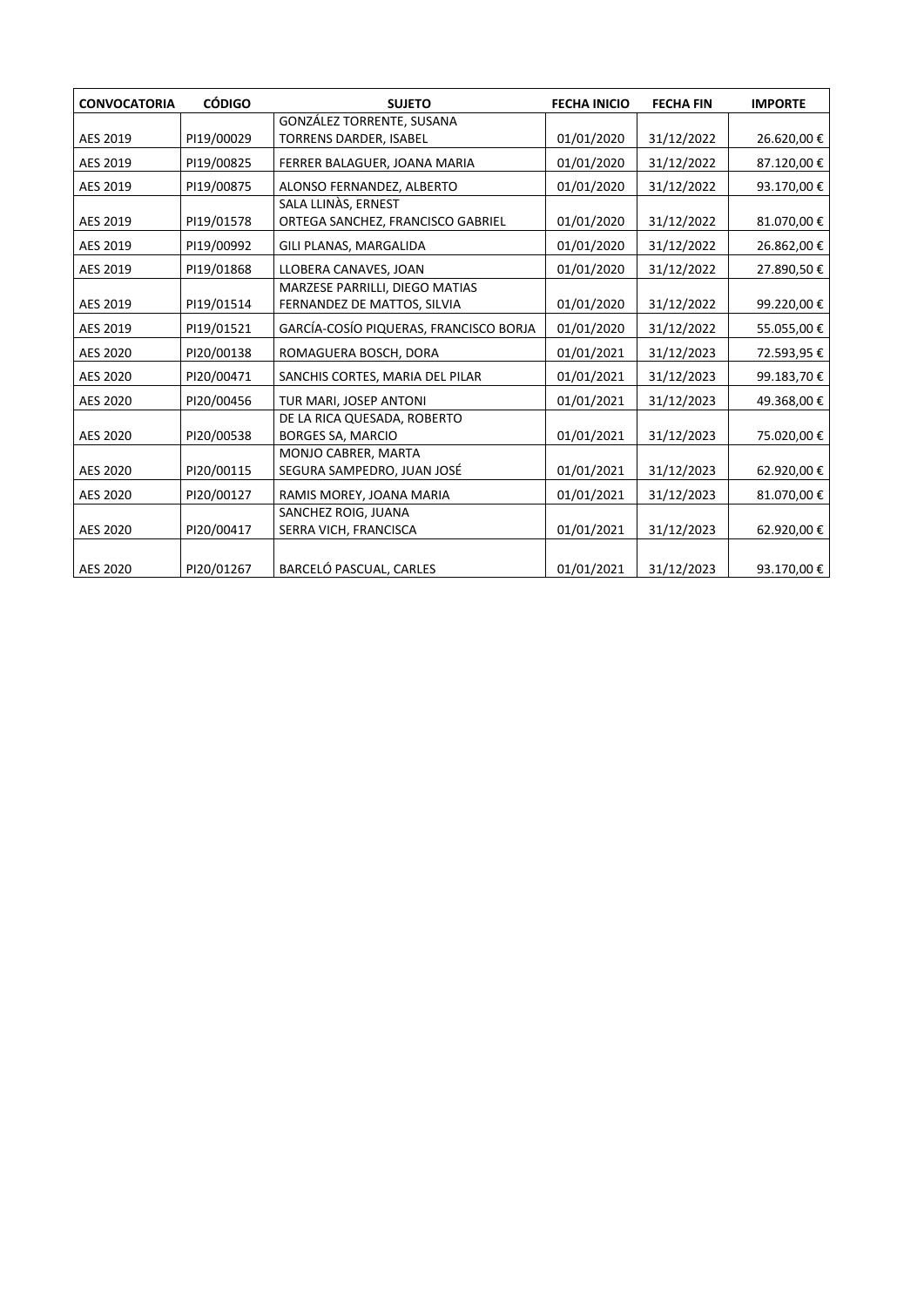| CONVOCATORIA | CÓDIGO | SUJETO | FECHA INICIO | FECHA FIN | IMPORTE |
|---|---|---|---|---|---|
| AES 2019 | PI19/00029 | GONZÁLEZ TORRENTE, SUSANA<br>TORRENS DARDER, ISABEL | 01/01/2020 | 31/12/2022 | 26.620,00 € |
| AES 2019 | PI19/00825 | FERRER BALAGUER, JOANA MARIA | 01/01/2020 | 31/12/2022 | 87.120,00 € |
| AES 2019 | PI19/00875 | ALONSO FERNANDEZ, ALBERTO | 01/01/2020 | 31/12/2022 | 93.170,00 € |
| AES 2019 | PI19/01578 | SALA LLINÀS, ERNEST<br>ORTEGA SANCHEZ, FRANCISCO GABRIEL | 01/01/2020 | 31/12/2022 | 81.070,00 € |
| AES 2019 | PI19/00992 | GILI PLANAS, MARGALIDA | 01/01/2020 | 31/12/2022 | 26.862,00 € |
| AES 2019 | PI19/01868 | LLOBERA CANAVES, JOAN | 01/01/2020 | 31/12/2022 | 27.890,50 € |
| AES 2019 | PI19/01514 | MARZESE PARRILLI, DIEGO MATIAS<br>FERNANDEZ DE MATTOS, SILVIA | 01/01/2020 | 31/12/2022 | 99.220,00 € |
| AES 2019 | PI19/01521 | GARCÍA-COSÍO PIQUERAS, FRANCISCO BORJA | 01/01/2020 | 31/12/2022 | 55.055,00 € |
| AES 2020 | PI20/00138 | ROMAGUERA BOSCH, DORA | 01/01/2021 | 31/12/2023 | 72.593,95 € |
| AES 2020 | PI20/00471 | SANCHIS CORTES, MARIA DEL PILAR | 01/01/2021 | 31/12/2023 | 99.183,70 € |
| AES 2020 | PI20/00456 | TUR MARI, JOSEP ANTONI | 01/01/2021 | 31/12/2023 | 49.368,00 € |
| AES 2020 | PI20/00538 | DE LA RICA QUESADA, ROBERTO<br>BORGES SA, MARCIO | 01/01/2021 | 31/12/2023 | 75.020,00 € |
| AES 2020 | PI20/00115 | MONJO CABRER, MARTA<br>SEGURA SAMPEDRO, JUAN JOSÉ | 01/01/2021 | 31/12/2023 | 62.920,00 € |
| AES 2020 | PI20/00127 | RAMIS MOREY, JOANA MARIA | 01/01/2021 | 31/12/2023 | 81.070,00 € |
| AES 2020 | PI20/00417 | SANCHEZ ROIG, JUANA<br>SERRA VICH, FRANCISCA | 01/01/2021 | 31/12/2023 | 62.920,00 € |
| AES 2020 | PI20/01267 | BARCELÓ PASCUAL, CARLES | 01/01/2021 | 31/12/2023 | 93.170,00 € |